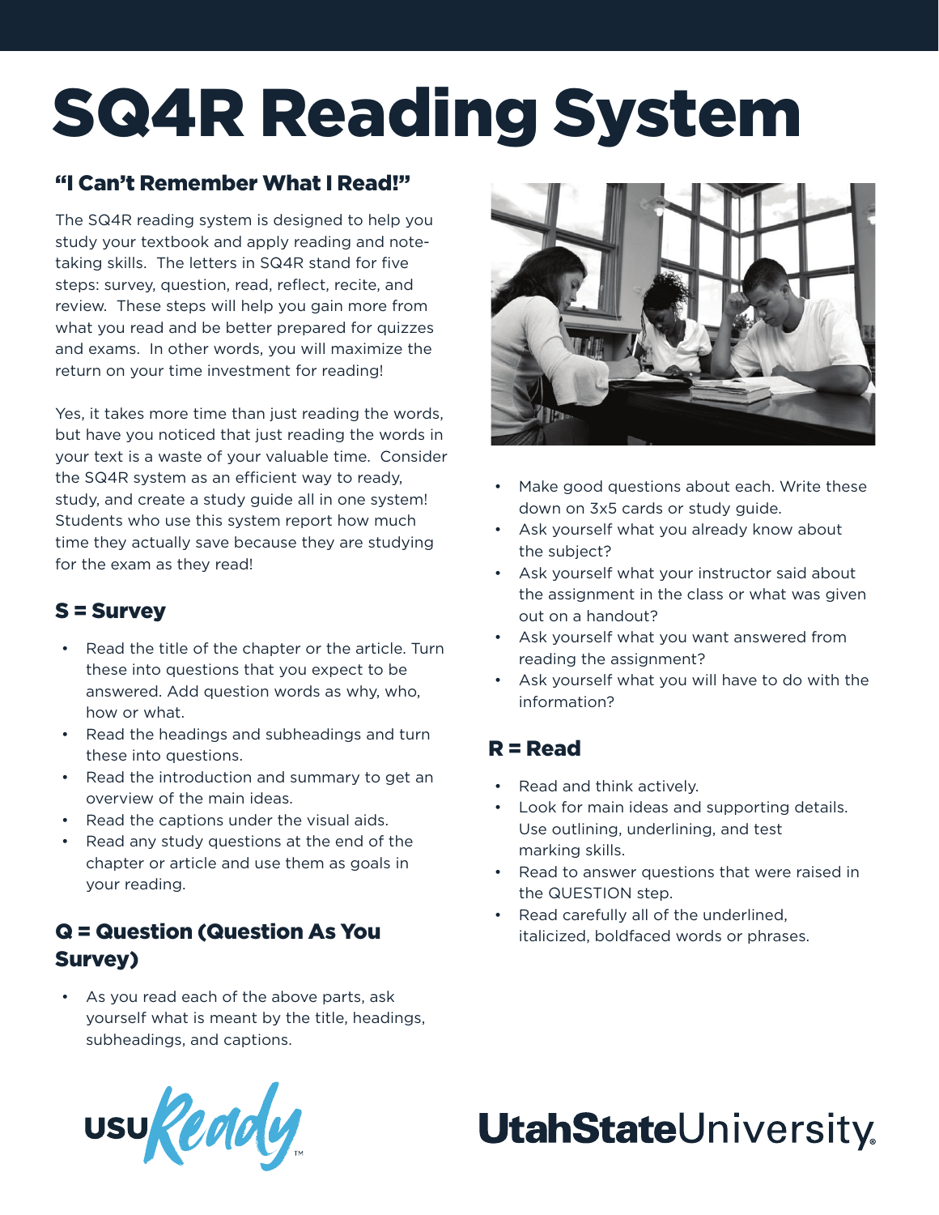# SQ4R Reading System

## "I Can't Remember What I Read!"

The SQ4R reading system is designed to help you study your textbook and apply reading and note-taking skills. The letters in SQ4R stand for five steps: survey, question, read, reflect, recite, and review. These steps will help you gain more from what you read and be better prepared for quizzes and exams. In other words, you will maximize the return on your time investment for reading!

Yes, it takes more time than just reading the words, but have you noticed that just reading the words in your text is a waste of your valuable time. Consider the SQ4R system as an efficient way to ready, study, and create a study guide all in one system! Students who use this system report how much time they actually save because they are studying for the exam as they read!

## S = Survey

- Read the title of the chapter or the article. Turn these into questions that you expect to be answered. Add question words as why, who, how or what.
- Read the headings and subheadings and turn these into questions.
- Read the introduction and summary to get an overview of the main ideas.
- Read the captions under the visual aids.
- Read any study questions at the end of the chapter or article and use them as goals in your reading.

## Q = Question (Question As You Survey)

- As you read each of the above parts, ask yourself what is meant by the title, headings, subheadings, and captions.
- Make good questions about each. Write these down on 3x5 cards or study guide.
- Ask yourself what you already know about the subject?
- Ask yourself what your instructor said about the assignment in the class or what was given out on a handout?
- Ask yourself what you want answered from reading the assignment?
- Ask yourself what you will have to do with the information?

## R = Read

- Read and think actively.
- Look for main ideas and supporting details. Use outlining, underlining, and test marking skills.
- Read to answer questions that were raised in the QUESTION step.
- Read carefully all of the underlined, italicized, boldfaced words or phrases.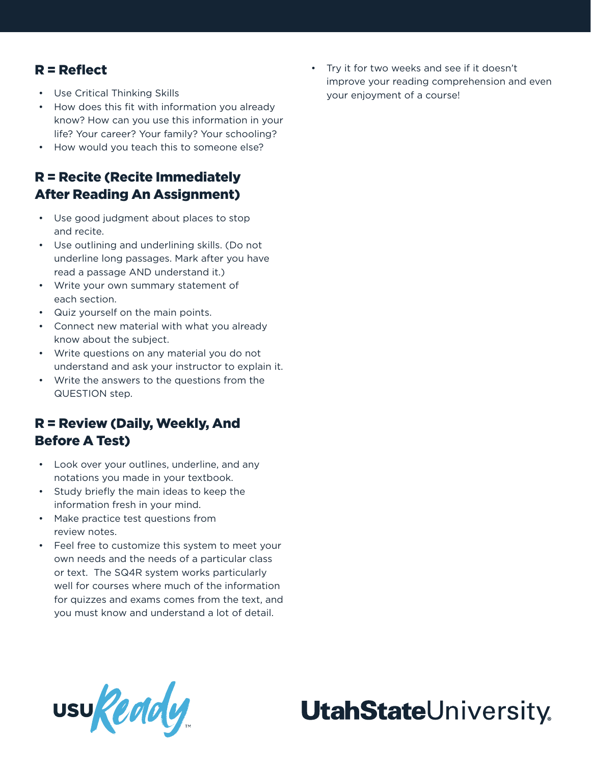## R = Reflect

- Use Critical Thinking Skills
- How does this fit with information you already know? How can you use this information in your life? Your career? Your family? Your schooling?
- How would you teach this to someone else?

## R = Recite (Recite Immediately After Reading An Assignment)

- Use good judgment about places to stop and recite.
- Use outlining and underlining skills. (Do not underline long passages. Mark after you have read a passage AND understand it.)
- Write your own summary statement of each section.
- Quiz yourself on the main points.
- Connect new material with what you already know about the subject.
- Write questions on any material you do not understand and ask your instructor to explain it.
- Write the answers to the questions from the QUESTION step.

## R = Review (Daily, Weekly, And Before A Test)

- Look over your outlines, underline, and any notations you made in your textbook.
- Study briefly the main ideas to keep the information fresh in your mind.
- Make practice test questions from review notes.
- Feel free to customize this system to meet your own needs and the needs of a particular class or text. The SQ4R system works particularly well for courses where much of the information for quizzes and exams comes from the text, and you must know and understand a lot of detail.
- Try it for two weeks and see if it doesn't improve your reading comprehension and even your enjoyment of a course!